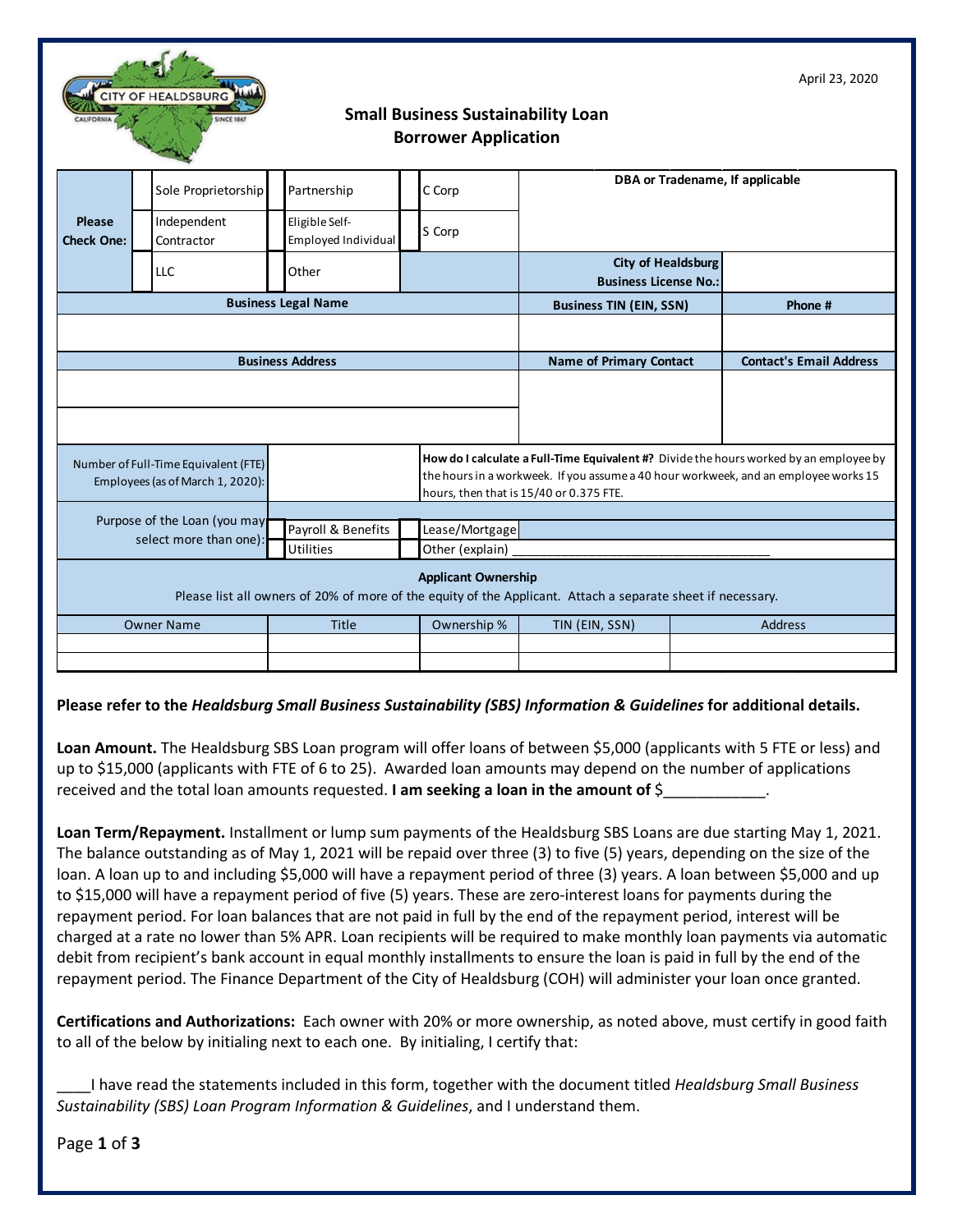April 23, 2020

# Small Business Sustainability Loan
## Borrower Application

| Please Check One: | | | |
|---|---|---|---|
| ☐ Sole Proprietorship | ☐ Partnership | ☐ C Corp | **DBA or Tradename, If applicable** |
| ☐ Independent Contractor | ☐ Eligible Self-Employed Individual | ☐ S Corp | |
| ☐ LLC | ☐ Other | | **City of Healdsburg Business License No.:** |

| **Business Legal Name** | **Business TIN (EIN, SSN)** | **Phone #** |
|---|---|---|
| | | |

| **Business Address** | **Name of Primary Contact** | **Contact's Email Address** |
|---|---|---|
| | | |
| | | |

| Number of Full-Time Equivalent (FTE) Employees (as of March 1, 2020): | | **How do I calculate a Full-Time Equivalent #?** Divide the hours worked by an employee by the hours in a workweek. If you assume a 40 hour workweek, and an employee works 15 hours, then that is 15/40 or 0.375 FTE. |
|---|---|---|

| Purpose of the Loan (you may select more than one): | ☐ Payroll & Benefits | ☐ Lease/Mortgage |
|---|---|---|
| | ☐ Utilities | ☐ Other (explain) ______________________________ |

**Applicant Ownership**

Please list all owners of 20% of more of the equity of the Applicant. Attach a separate sheet if necessary.

| Owner Name | Title | Ownership % | TIN (EIN, SSN) | Address |
|---|---|---|---|---|
| | | | | |
| | | | | |

**Please refer to the *Healdsburg Small Business Sustainability (SBS) Information & Guidelines* for additional details.**

**Loan Amount.** The Healdsburg SBS Loan program will offer loans of between $5,000 (applicants with 5 FTE or less) and up to $15,000 (applicants with FTE of 6 to 25). Awarded loan amounts may depend on the number of applications received and the total loan amounts requested. **I am seeking a loan in the amount of** $____________.

**Loan Term/Repayment.** Installment or lump sum payments of the Healdsburg SBS Loans are due starting May 1, 2021. The balance outstanding as of May 1, 2021 will be repaid over three (3) to five (5) years, depending on the size of the loan. A loan up to and including $5,000 will have a repayment period of three (3) years. A loan between $5,000 and up to $15,000 will have a repayment period of five (5) years. These are zero-interest loans for payments during the repayment period. For loan balances that are not paid in full by the end of the repayment period, interest will be charged at a rate no lower than 5% APR. Loan recipients will be required to make monthly loan payments via automatic debit from recipient's bank account in equal monthly installments to ensure the loan is paid in full by the end of the repayment period. The Finance Department of the City of Healdsburg (COH) will administer your loan once granted.

**Certifications and Authorizations:** Each owner with 20% or more ownership, as noted above, must certify in good faith to all of the below by initialing next to each one. By initialing, I certify that:

____I have read the statements included in this form, together with the document titled *Healdsburg Small Business Sustainability (SBS) Loan Program Information & Guidelines*, and I understand them.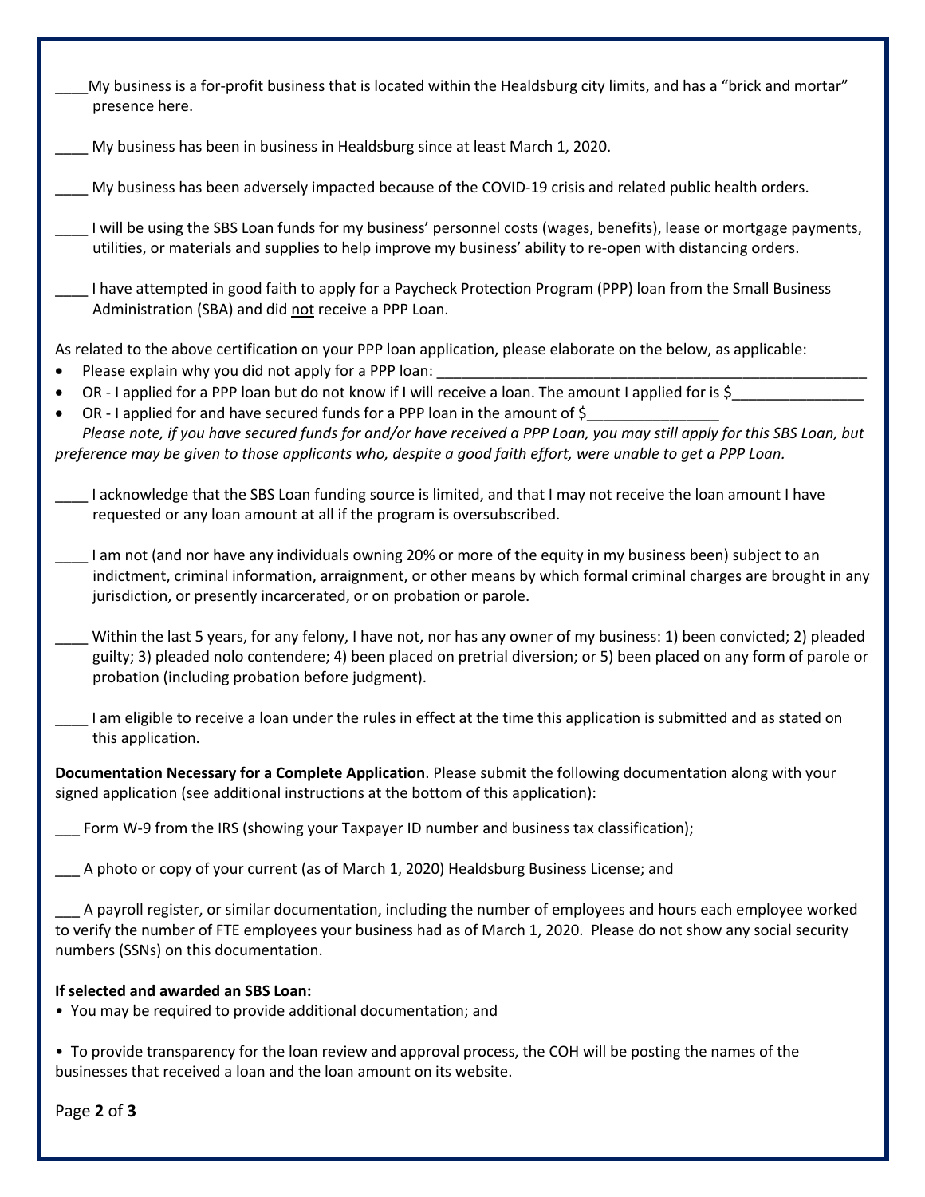____My business is a for-profit business that is located within the Healdsburg city limits, and has a "brick and mortar" presence here.

____ My business has been in business in Healdsburg since at least March 1, 2020.

____ My business has been adversely impacted because of the COVID-19 crisis and related public health orders.

____ I will be using the SBS Loan funds for my business' personnel costs (wages, benefits), lease or mortgage payments, utilities, or materials and supplies to help improve my business' ability to re-open with distancing orders.

____ I have attempted in good faith to apply for a Paycheck Protection Program (PPP) loan from the Small Business Administration (SBA) and did <u>not</u> receive a PPP Loan.

As related to the above certification on your PPP loan application, please elaborate on the below, as applicable:

- Please explain why you did not apply for a PPP loan: ______________________________________________________
- OR - I applied for a PPP loan but do not know if I will receive a loan. The amount I applied for is $________________
- OR - I applied for and have secured funds for a PPP loan in the amount of $________________

*Please note, if you have secured funds for and/or have received a PPP Loan, you may still apply for this SBS Loan, but preference may be given to those applicants who, despite a good faith effort, were unable to get a PPP Loan.*

____ I acknowledge that the SBS Loan funding source is limited, and that I may not receive the loan amount I have requested or any loan amount at all if the program is oversubscribed.

____ I am not (and nor have any individuals owning 20% or more of the equity in my business been) subject to an indictment, criminal information, arraignment, or other means by which formal criminal charges are brought in any jurisdiction, or presently incarcerated, or on probation or parole.

____ Within the last 5 years, for any felony, I have not, nor has any owner of my business: 1) been convicted; 2) pleaded guilty; 3) pleaded nolo contendere; 4) been placed on pretrial diversion; or 5) been placed on any form of parole or probation (including probation before judgment).

____ I am eligible to receive a loan under the rules in effect at the time this application is submitted and as stated on this application.

**Documentation Necessary for a Complete Application**. Please submit the following documentation along with your signed application (see additional instructions at the bottom of this application):

___ Form W-9 from the IRS (showing your Taxpayer ID number and business tax classification);

___ A photo or copy of your current (as of March 1, 2020) Healdsburg Business License; and

___ A payroll register, or similar documentation, including the number of employees and hours each employee worked to verify the number of FTE employees your business had as of March 1, 2020. Please do not show any social security numbers (SSNs) on this documentation.

**If selected and awarded an SBS Loan:**

- You may be required to provide additional documentation; and
- To provide transparency for the loan review and approval process, the COH will be posting the names of the businesses that received a loan and the loan amount on its website.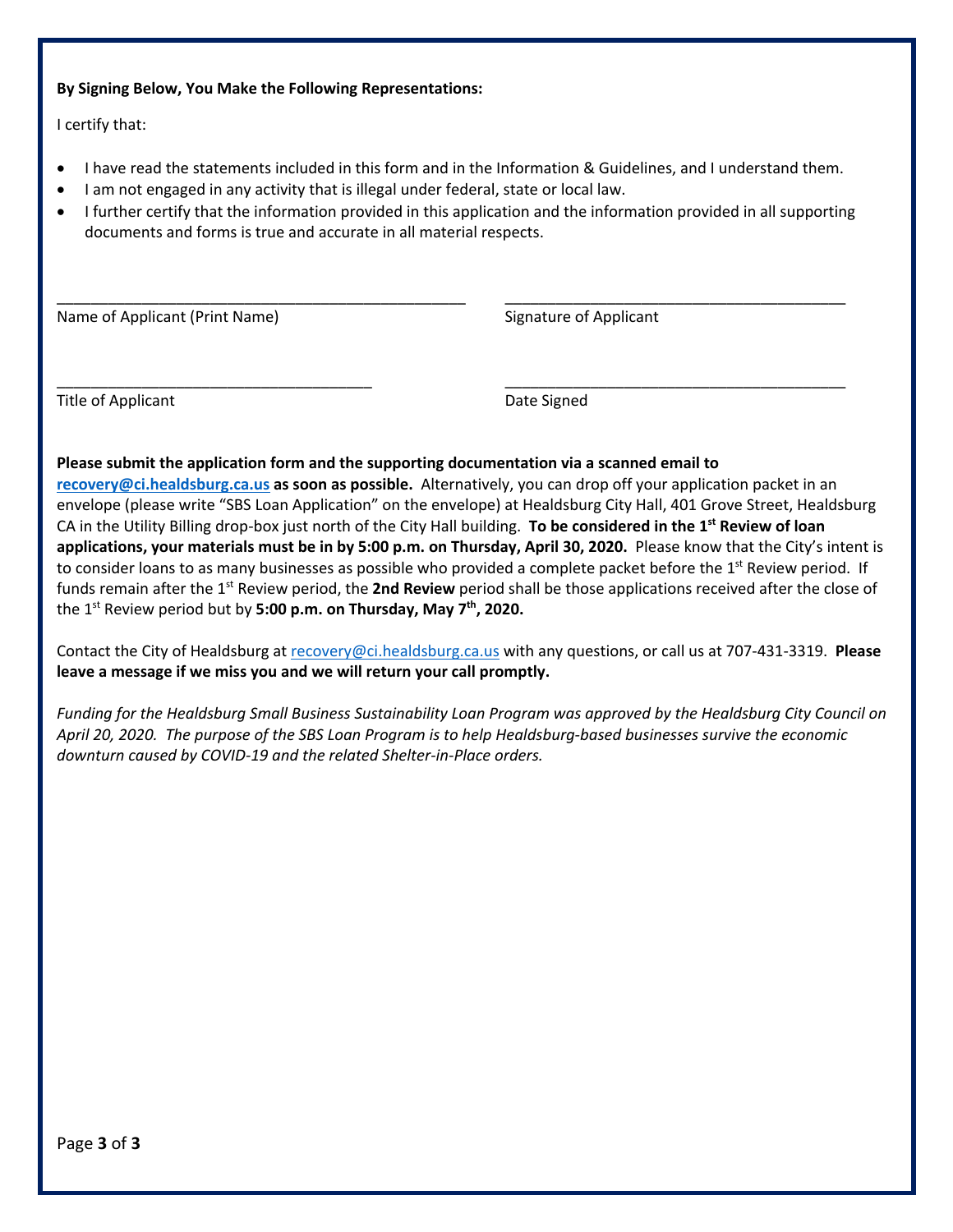**By Signing Below, You Make the Following Representations:**

I certify that:

- I have read the statements included in this form and in the Information & Guidelines, and I understand them.
- I am not engaged in any activity that is illegal under federal, state or local law.
- I further certify that the information provided in this application and the information provided in all supporting documents and forms is true and accurate in all material respects.

_______________________________________________ Name of Applicant (Print Name)

_______________________________________ Signature of Applicant

___________________________________ Title of Applicant

_______________________________________ Date Signed

**Please submit the application form and the supporting documentation via a scanned email to [recovery@ci.healdsburg.ca.us](mailto:recovery@ci.healdsburg.ca.us) as soon as possible.** Alternatively, you can drop off your application packet in an envelope (please write "SBS Loan Application" on the envelope) at Healdsburg City Hall, 401 Grove Street, Healdsburg CA in the Utility Billing drop-box just north of the City Hall building. **To be considered in the 1st Review of loan applications, your materials must be in by 5:00 p.m. on Thursday, April 30, 2020.** Please know that the City's intent is to consider loans to as many businesses as possible who provided a complete packet before the 1st Review period. If funds remain after the 1st Review period, the **2nd Review** period shall be those applications received after the close of the 1st Review period but by **5:00 p.m. on Thursday, May 7th, 2020.**

Contact the City of Healdsburg at [recovery@ci.healdsburg.ca.us](mailto:recovery@ci.healdsburg.ca.us) with any questions, or call us at 707-431-3319. **Please leave a message if we miss you and we will return your call promptly.**

*Funding for the Healdsburg Small Business Sustainability Loan Program was approved by the Healdsburg City Council on April 20, 2020. The purpose of the SBS Loan Program is to help Healdsburg-based businesses survive the economic downturn caused by COVID-19 and the related Shelter-in-Place orders.*